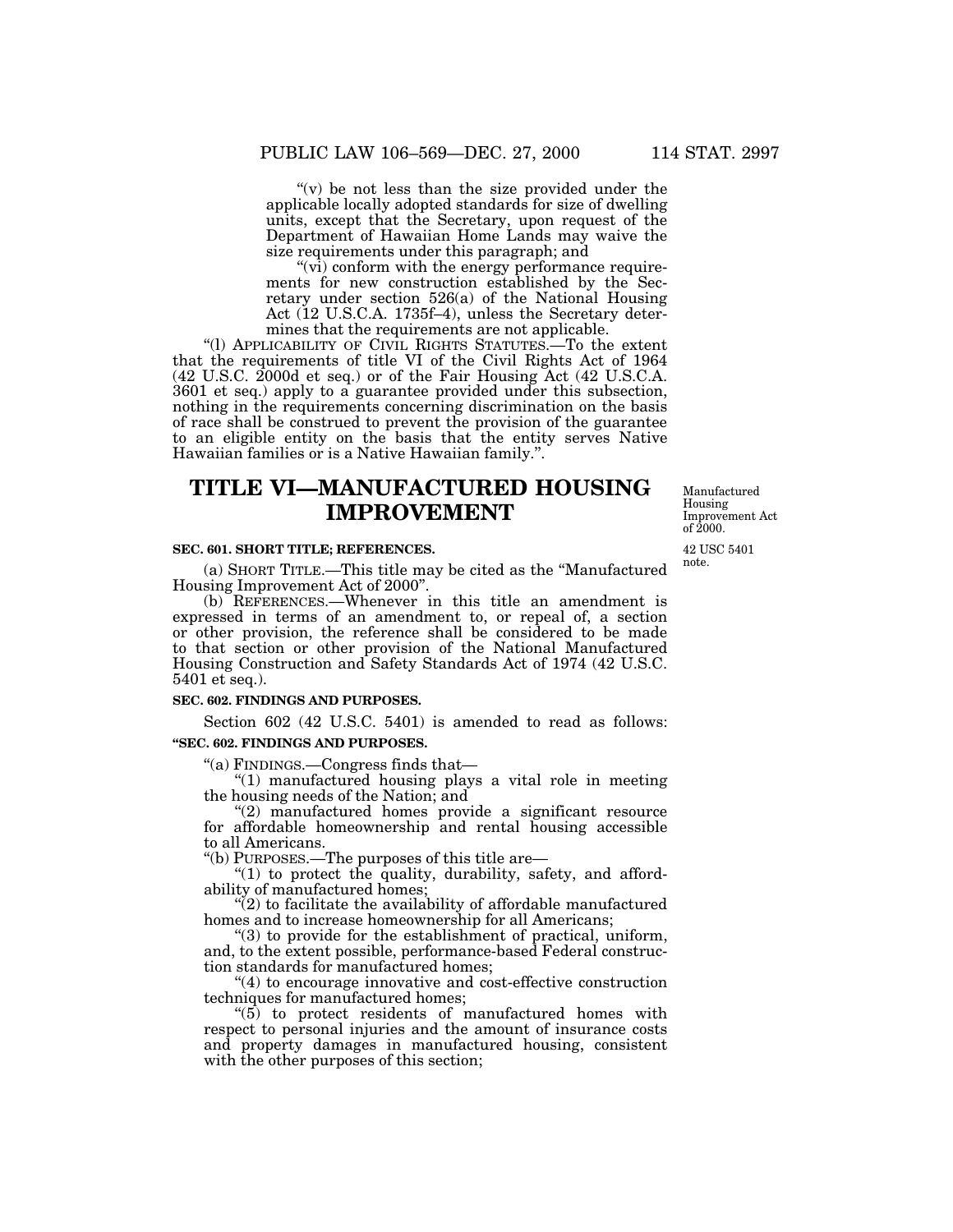"(v) be not less than the size provided under the applicable locally adopted standards for size of dwelling units, except that the Secretary, upon request of the Department of Hawaiian Home Lands may waive the size requirements under this paragraph; and

"(vi) conform with the energy performance requirements for new construction established by the Secretary under section 526(a) of the National Housing Act (12 U.S.C.A. 1735f–4), unless the Secretary determines that the requirements are not applicable.

"(l) APPLICABILITY OF CIVIL RIGHTS STATUTES.—To the extent that the requirements of title VI of the Civil Rights Act of 1964 (42 U.S.C. 2000d et seq.) or of the Fair Housing Act (42 U.S.C.A. 3601 et seq.) apply to a guarantee provided under this subsection, nothing in the requirements concerning discrimination on the basis of race shall be construed to prevent the provision of the guarantee to an eligible entity on the basis that the entity serves Native Hawaiian families or is a Native Hawaiian family.".

# TITLE VI—MANUFACTURED HOUSING IMPROVEMENT

Manufactured Housing Improvement Act of 2000.

42 USC 5401 note.

### SEC. 601. SHORT TITLE; REFERENCES.

(a) SHORT TITLE.—This title may be cited as the "Manufactured Housing Improvement Act of 2000".

(b) REFERENCES.—Whenever in this title an amendment is expressed in terms of an amendment to, or repeal of, a section or other provision, the reference shall be considered to be made to that section or other provision of the National Manufactured Housing Construction and Safety Standards Act of 1974 (42 U.S.C. 5401 et seq.).

### SEC. 602. FINDINGS AND PURPOSES.

Section 602 (42 U.S.C. 5401) is amended to read as follows:

**"SEC. 602. FINDINGS AND PURPOSES.**

"(a) FINDINGS.—Congress finds that—

"(1) manufactured housing plays a vital role in meeting the housing needs of the Nation; and

"(2) manufactured homes provide a significant resource for affordable homeownership and rental housing accessible to all Americans.

"(b) PURPOSES.—The purposes of this title are—

"(1) to protect the quality, durability, safety, and affordability of manufactured homes;

"(2) to facilitate the availability of affordable manufactured homes and to increase homeownership for all Americans;

"(3) to provide for the establishment of practical, uniform, and, to the extent possible, performance-based Federal construction standards for manufactured homes;

"(4) to encourage innovative and cost-effective construction techniques for manufactured homes;

"(5) to protect residents of manufactured homes with respect to personal injuries and the amount of insurance costs and property damages in manufactured housing, consistent with the other purposes of this section;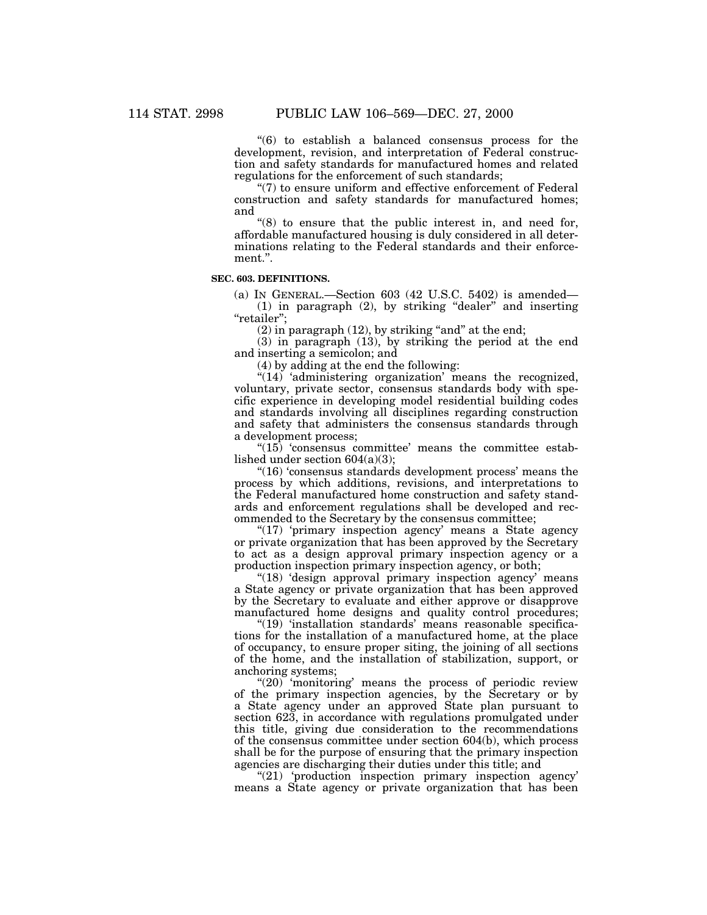"(6) to establish a balanced consensus process for the development, revision, and interpretation of Federal construction and safety standards for manufactured homes and related regulations for the enforcement of such standards;

"(7) to ensure uniform and effective enforcement of Federal construction and safety standards for manufactured homes; and

"(8) to ensure that the public interest in, and need for, affordable manufactured housing is duly considered in all determinations relating to the Federal standards and their enforcement.".

**SEC. 603. DEFINITIONS.**

(a) IN GENERAL.—Section 603 (42 U.S.C. 5402) is amended—

(1) in paragraph (2), by striking "dealer" and inserting "retailer";

(2) in paragraph (12), by striking "and" at the end;

(3) in paragraph (13), by striking the period at the end and inserting a semicolon; and

(4) by adding at the end the following:

"(14) 'administering organization' means the recognized, voluntary, private sector, consensus standards body with specific experience in developing model residential building codes and standards involving all disciplines regarding construction and safety that administers the consensus standards through a development process;

"(15) 'consensus committee' means the committee established under section 604(a)(3);

"(16) 'consensus standards development process' means the process by which additions, revisions, and interpretations to the Federal manufactured home construction and safety standards and enforcement regulations shall be developed and recommended to the Secretary by the consensus committee;

"(17) 'primary inspection agency' means a State agency or private organization that has been approved by the Secretary to act as a design approval primary inspection agency or a production inspection primary inspection agency, or both;

"(18) 'design approval primary inspection agency' means a State agency or private organization that has been approved by the Secretary to evaluate and either approve or disapprove manufactured home designs and quality control procedures;

"(19) 'installation standards' means reasonable specifications for the installation of a manufactured home, at the place of occupancy, to ensure proper siting, the joining of all sections of the home, and the installation of stabilization, support, or anchoring systems;

"(20) 'monitoring' means the process of periodic review of the primary inspection agencies, by the Secretary or by a State agency under an approved State plan pursuant to section 623, in accordance with regulations promulgated under this title, giving due consideration to the recommendations of the consensus committee under section 604(b), which process shall be for the purpose of ensuring that the primary inspection agencies are discharging their duties under this title; and

"(21) 'production inspection primary inspection agency' means a State agency or private organization that has been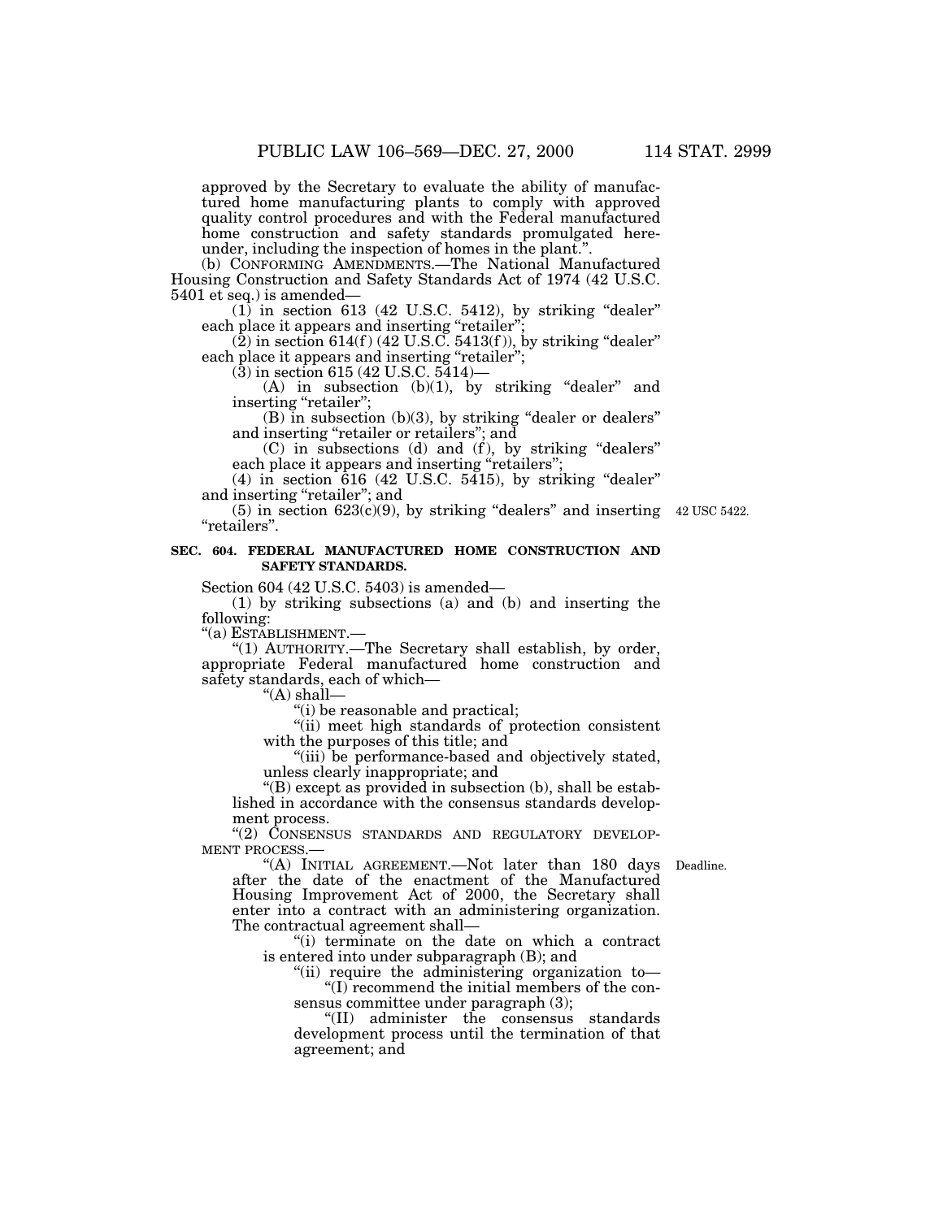approved by the Secretary to evaluate the ability of manufactured home manufacturing plants to comply with approved quality control procedures and with the Federal manufactured home construction and safety standards promulgated hereunder, including the inspection of homes in the plant.".

(b) CONFORMING AMENDMENTS.—The National Manufactured Housing Construction and Safety Standards Act of 1974 (42 U.S.C. 5401 et seq.) is amended—

(1) in section 613 (42 U.S.C. 5412), by striking "dealer" each place it appears and inserting "retailer";

(2) in section 614(f) (42 U.S.C. 5413(f)), by striking "dealer" each place it appears and inserting "retailer";

(3) in section 615 (42 U.S.C. 5414)—

(A) in subsection (b)(1), by striking "dealer" and inserting "retailer";

(B) in subsection (b)(3), by striking "dealer or dealers" and inserting "retailer or retailers"; and

(C) in subsections (d) and (f), by striking "dealers" each place it appears and inserting "retailers";

(4) in section 616 (42 U.S.C. 5415), by striking "dealer" and inserting "retailer"; and

(5) in section 623(c)(9), by striking "dealers" and inserting "retailers".

42 USC 5422.

**SEC. 604. FEDERAL MANUFACTURED HOME CONSTRUCTION AND SAFETY STANDARDS.**

Section 604 (42 U.S.C. 5403) is amended—

(1) by striking subsections (a) and (b) and inserting the following:

"(a) ESTABLISHMENT.—

"(1) AUTHORITY.—The Secretary shall establish, by order, appropriate Federal manufactured home construction and safety standards, each of which—

"(A) shall—

"(i) be reasonable and practical;

"(ii) meet high standards of protection consistent with the purposes of this title; and

"(iii) be performance-based and objectively stated, unless clearly inappropriate; and

"(B) except as provided in subsection (b), shall be established in accordance with the consensus standards development process.

"(2) CONSENSUS STANDARDS AND REGULATORY DEVELOPMENT PROCESS.—

Deadline.

"(A) INITIAL AGREEMENT.—Not later than 180 days after the date of the enactment of the Manufactured Housing Improvement Act of 2000, the Secretary shall enter into a contract with an administering organization. The contractual agreement shall—

"(i) terminate on the date on which a contract is entered into under subparagraph (B); and

"(ii) require the administering organization to—

"(I) recommend the initial members of the consensus committee under paragraph (3);

"(II) administer the consensus standards development process until the termination of that agreement; and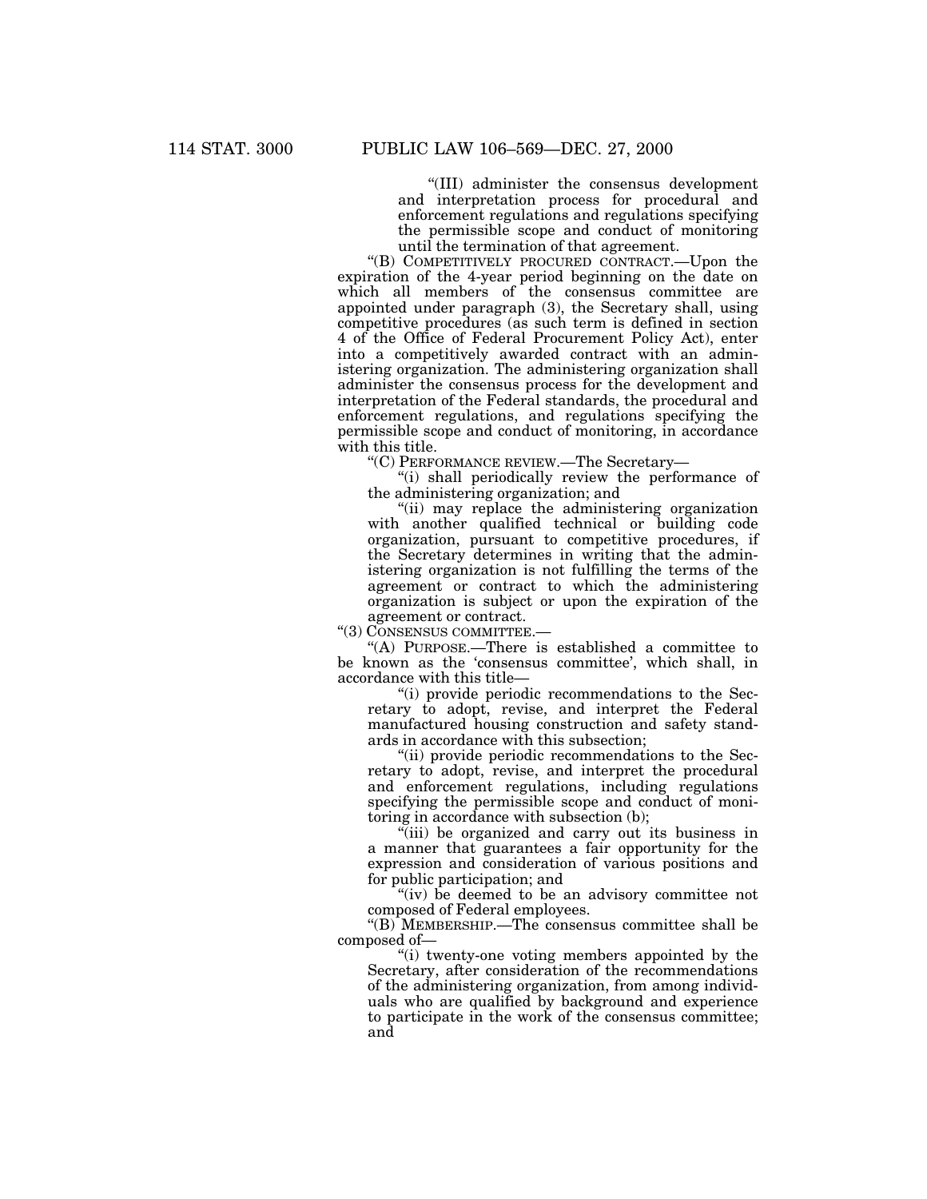"(III) administer the consensus development and interpretation process for procedural and enforcement regulations and regulations specifying the permissible scope and conduct of monitoring until the termination of that agreement.

"(B) COMPETITIVELY PROCURED CONTRACT.—Upon the expiration of the 4-year period beginning on the date on which all members of the consensus committee are appointed under paragraph (3), the Secretary shall, using competitive procedures (as such term is defined in section 4 of the Office of Federal Procurement Policy Act), enter into a competitively awarded contract with an administering organization. The administering organization shall administer the consensus process for the development and interpretation of the Federal standards, the procedural and enforcement regulations, and regulations specifying the permissible scope and conduct of monitoring, in accordance with this title.

"(C) PERFORMANCE REVIEW.—The Secretary—

"(i) shall periodically review the performance of the administering organization; and

"(ii) may replace the administering organization with another qualified technical or building code organization, pursuant to competitive procedures, if the Secretary determines in writing that the administering organization is not fulfilling the terms of the agreement or contract to which the administering organization is subject or upon the expiration of the agreement or contract.

"(3) CONSENSUS COMMITTEE.—

"(A) PURPOSE.—There is established a committee to be known as the 'consensus committee', which shall, in accordance with this title—

"(i) provide periodic recommendations to the Secretary to adopt, revise, and interpret the Federal manufactured housing construction and safety standards in accordance with this subsection;

"(ii) provide periodic recommendations to the Secretary to adopt, revise, and interpret the procedural and enforcement regulations, including regulations specifying the permissible scope and conduct of monitoring in accordance with subsection (b);

"(iii) be organized and carry out its business in a manner that guarantees a fair opportunity for the expression and consideration of various positions and for public participation; and

"(iv) be deemed to be an advisory committee not composed of Federal employees.

"(B) MEMBERSHIP.—The consensus committee shall be composed of—

"(i) twenty-one voting members appointed by the Secretary, after consideration of the recommendations of the administering organization, from among individuals who are qualified by background and experience to participate in the work of the consensus committee; and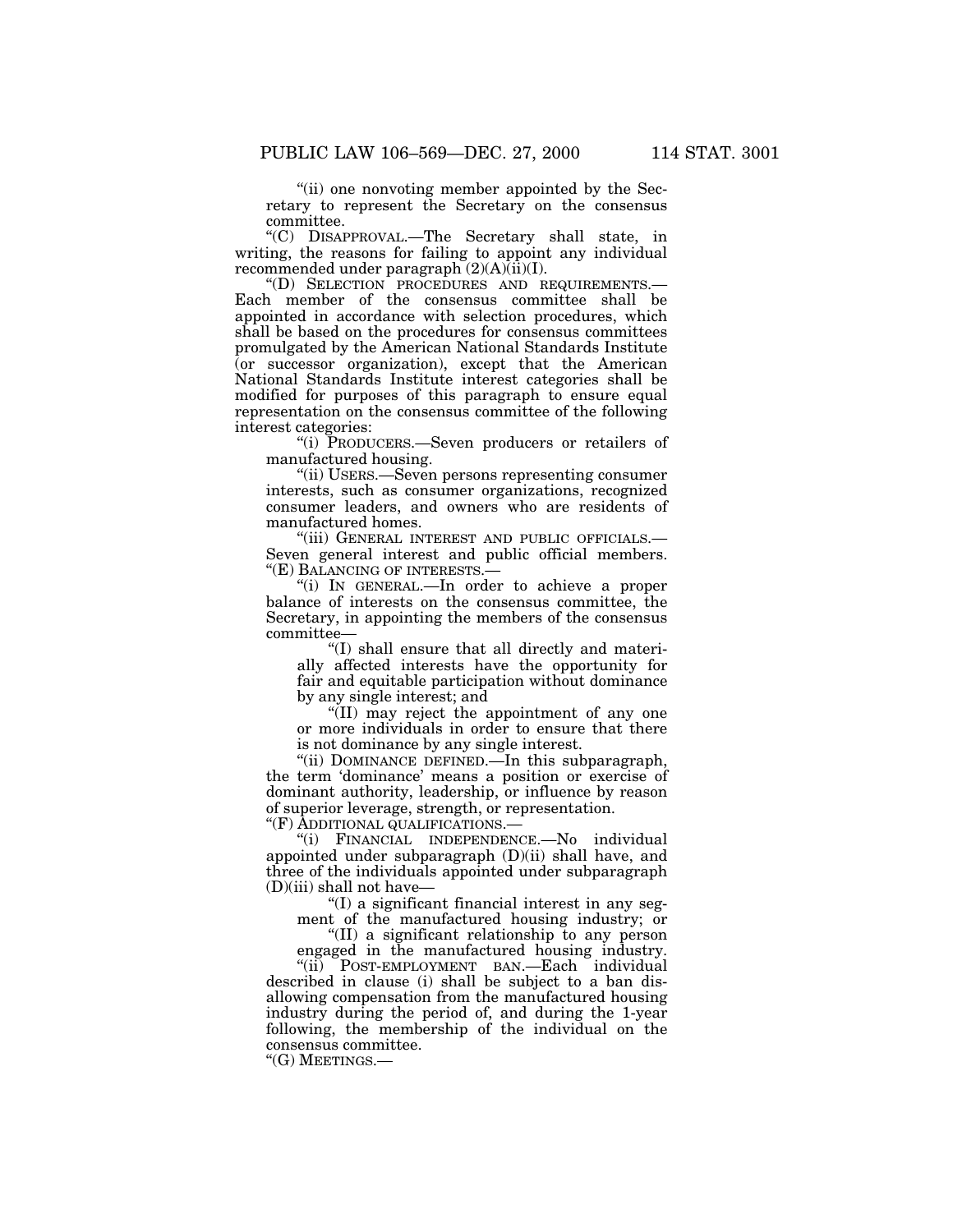"(ii) one nonvoting member appointed by the Secretary to represent the Secretary on the consensus committee.

"(C) DISAPPROVAL.—The Secretary shall state, in writing, the reasons for failing to appoint any individual recommended under paragraph (2)(A)(ii)(I).

"(D) SELECTION PROCEDURES AND REQUIREMENTS.— Each member of the consensus committee shall be appointed in accordance with selection procedures, which shall be based on the procedures for consensus committees promulgated by the American National Standards Institute (or successor organization), except that the American National Standards Institute interest categories shall be modified for purposes of this paragraph to ensure equal representation on the consensus committee of the following interest categories:

"(i) PRODUCERS.—Seven producers or retailers of manufactured housing.

"(ii) USERS.—Seven persons representing consumer interests, such as consumer organizations, recognized consumer leaders, and owners who are residents of manufactured homes.

"(iii) GENERAL INTEREST AND PUBLIC OFFICIALS.— Seven general interest and public official members.

"(E) BALANCING OF INTERESTS.—

"(i) IN GENERAL.—In order to achieve a proper balance of interests on the consensus committee, the Secretary, in appointing the members of the consensus committee—

"(I) shall ensure that all directly and materially affected interests have the opportunity for fair and equitable participation without dominance by any single interest; and

"(II) may reject the appointment of any one or more individuals in order to ensure that there is not dominance by any single interest.

"(ii) DOMINANCE DEFINED.—In this subparagraph, the term 'dominance' means a position or exercise of dominant authority, leadership, or influence by reason of superior leverage, strength, or representation.

"(F) ADDITIONAL QUALIFICATIONS.—

"(i) FINANCIAL INDEPENDENCE.—No individual appointed under subparagraph (D)(ii) shall have, and three of the individuals appointed under subparagraph (D)(iii) shall not have—

"(I) a significant financial interest in any segment of the manufactured housing industry; or

"(II) a significant relationship to any person engaged in the manufactured housing industry.

"(ii) POST-EMPLOYMENT BAN.—Each individual described in clause (i) shall be subject to a ban disallowing compensation from the manufactured housing industry during the period of, and during the 1-year following, the membership of the individual on the consensus committee.

"(G) MEETINGS.—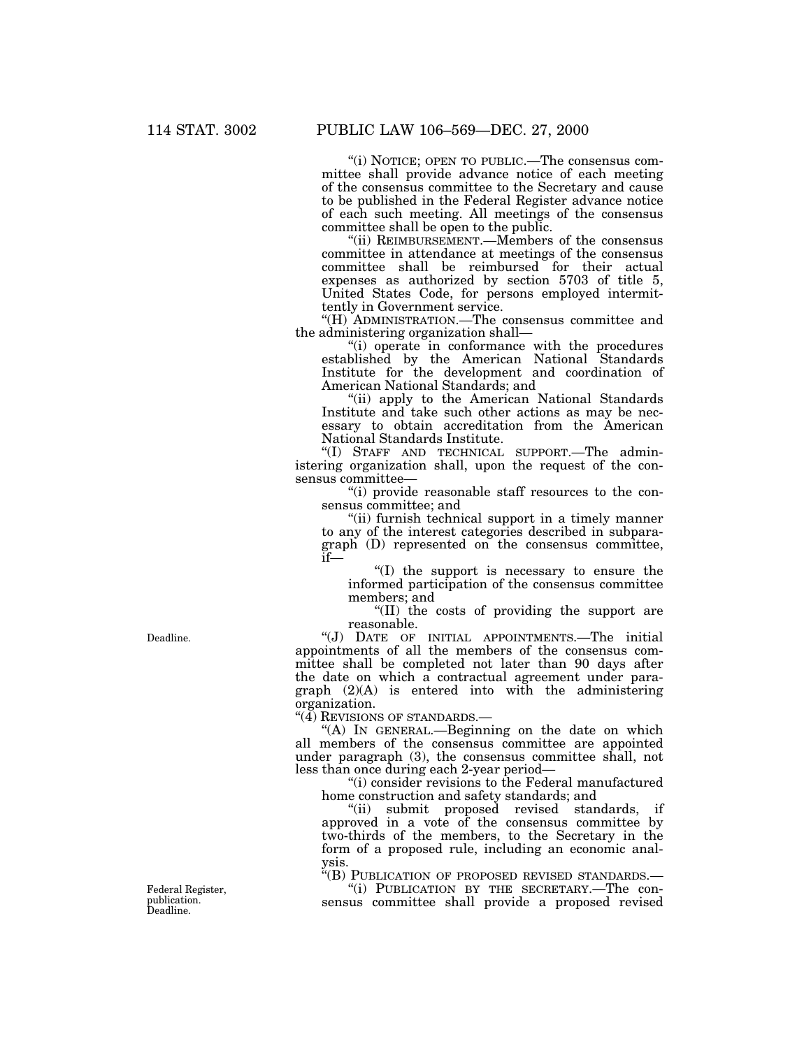"(i) NOTICE; OPEN TO PUBLIC.—The consensus committee shall provide advance notice of each meeting of the consensus committee to the Secretary and cause to be published in the Federal Register advance notice of each such meeting. All meetings of the consensus committee shall be open to the public.

"(ii) REIMBURSEMENT.—Members of the consensus committee in attendance at meetings of the consensus committee shall be reimbursed for their actual expenses as authorized by section 5703 of title 5, United States Code, for persons employed intermittently in Government service.

"(H) ADMINISTRATION.—The consensus committee and the administering organization shall—

"(i) operate in conformance with the procedures established by the American National Standards Institute for the development and coordination of American National Standards; and

"(ii) apply to the American National Standards Institute and take such other actions as may be necessary to obtain accreditation from the American National Standards Institute.

"(I) STAFF AND TECHNICAL SUPPORT.—The administering organization shall, upon the request of the consensus committee—

"(i) provide reasonable staff resources to the consensus committee; and

"(ii) furnish technical support in a timely manner to any of the interest categories described in subparagraph (D) represented on the consensus committee, if—

"(I) the support is necessary to ensure the informed participation of the consensus committee members; and

"(II) the costs of providing the support are reasonable.

Deadline.

"(J) DATE OF INITIAL APPOINTMENTS.—The initial appointments of all the members of the consensus committee shall be completed not later than 90 days after the date on which a contractual agreement under paragraph (2)(A) is entered into with the administering organization.

"(4) REVISIONS OF STANDARDS.—

"(A) IN GENERAL.—Beginning on the date on which all members of the consensus committee are appointed under paragraph (3), the consensus committee shall, not less than once during each 2-year period—

"(i) consider revisions to the Federal manufactured home construction and safety standards; and

"(ii) submit proposed revised standards, if approved in a vote of the consensus committee by two-thirds of the members, to the Secretary in the form of a proposed rule, including an economic analysis.

"(B) PUBLICATION OF PROPOSED REVISED STANDARDS.—

Federal Register, publication. Deadline.

"(i) PUBLICATION BY THE SECRETARY.—The consensus committee shall provide a proposed revised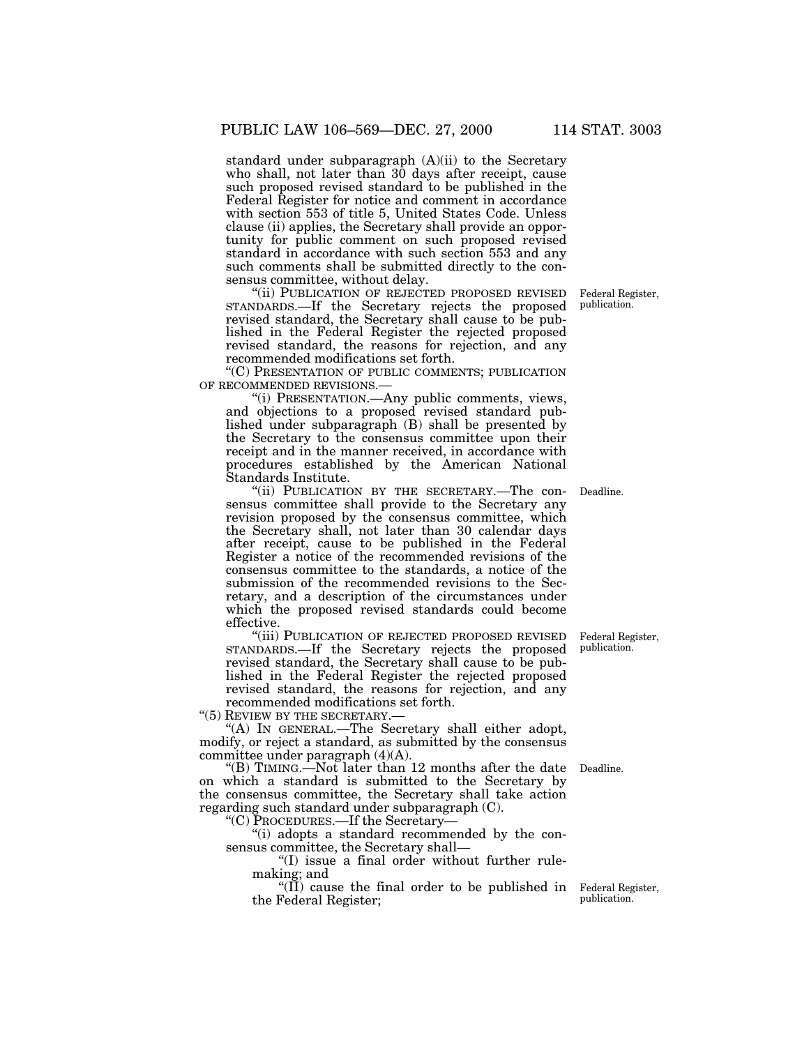standard under subparagraph (A)(ii) to the Secretary who shall, not later than 30 days after receipt, cause such proposed revised standard to be published in the Federal Register for notice and comment in accordance with section 553 of title 5, United States Code. Unless clause (ii) applies, the Secretary shall provide an opportunity for public comment on such proposed revised standard in accordance with such section 553 and any such comments shall be submitted directly to the consensus committee, without delay.

"(ii) PUBLICATION OF REJECTED PROPOSED REVISED STANDARDS.—If the Secretary rejects the proposed revised standard, the Secretary shall cause to be published in the Federal Register the rejected proposed revised standard, the reasons for rejection, and any recommended modifications set forth.

Federal Register, publication.

"(C) PRESENTATION OF PUBLIC COMMENTS; PUBLICATION OF RECOMMENDED REVISIONS.—

"(i) PRESENTATION.—Any public comments, views, and objections to a proposed revised standard published under subparagraph (B) shall be presented by the Secretary to the consensus committee upon their receipt and in the manner received, in accordance with procedures established by the American National Standards Institute.

"(ii) PUBLICATION BY THE SECRETARY.—The consensus committee shall provide to the Secretary any revision proposed by the consensus committee, which the Secretary shall, not later than 30 calendar days after receipt, cause to be published in the Federal Register a notice of the recommended revisions of the consensus committee to the standards, a notice of the submission of the recommended revisions to the Secretary, and a description of the circumstances under which the proposed revised standards could become effective.

Deadline.

"(iii) PUBLICATION OF REJECTED PROPOSED REVISED STANDARDS.—If the Secretary rejects the proposed revised standard, the Secretary shall cause to be published in the Federal Register the rejected proposed revised standard, the reasons for rejection, and any recommended modifications set forth.

Federal Register, publication.

"(5) REVIEW BY THE SECRETARY.—

"(A) IN GENERAL.—The Secretary shall either adopt, modify, or reject a standard, as submitted by the consensus committee under paragraph (4)(A).

"(B) TIMING.—Not later than 12 months after the date on which a standard is submitted to the Secretary by the consensus committee, the Secretary shall take action regarding such standard under subparagraph (C).

Deadline.

"(C) PROCEDURES.—If the Secretary—

"(i) adopts a standard recommended by the consensus committee, the Secretary shall—

"(I) issue a final order without further rulemaking; and

"(II) cause the final order to be published in the Federal Register;

Federal Register, publication.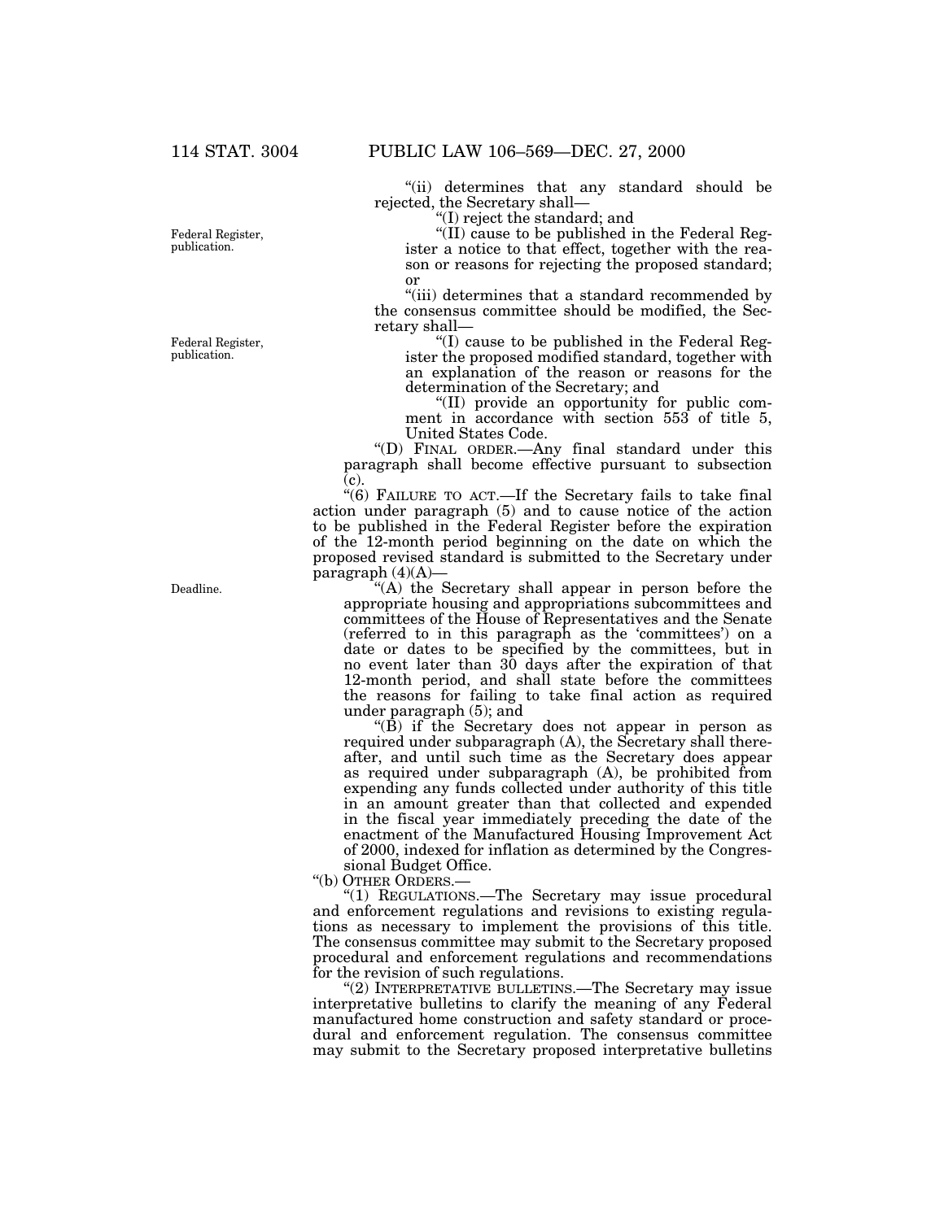"(ii) determines that any standard should be rejected, the Secretary shall—

"(I) reject the standard; and

"(II) cause to be published in the Federal Register a notice to that effect, together with the reason or reasons for rejecting the proposed standard; or

"(iii) determines that a standard recommended by the consensus committee should be modified, the Secretary shall—

"(I) cause to be published in the Federal Register the proposed modified standard, together with an explanation of the reason or reasons for the determination of the Secretary; and

"(II) provide an opportunity for public comment in accordance with section 553 of title 5, United States Code.

"(D) FINAL ORDER.—Any final standard under this paragraph shall become effective pursuant to subsection (c).

"(6) FAILURE TO ACT.—If the Secretary fails to take final action under paragraph (5) and to cause notice of the action to be published in the Federal Register before the expiration of the 12-month period beginning on the date on which the proposed revised standard is submitted to the Secretary under paragraph (4)(A)—

"(A) the Secretary shall appear in person before the appropriate housing and appropriations subcommittees and committees of the House of Representatives and the Senate (referred to in this paragraph as the 'committees') on a date or dates to be specified by the committees, but in no event later than 30 days after the expiration of that 12-month period, and shall state before the committees the reasons for failing to take final action as required under paragraph (5); and

"(B) if the Secretary does not appear in person as required under subparagraph (A), the Secretary shall thereafter, and until such time as the Secretary does appear as required under subparagraph (A), be prohibited from expending any funds collected under authority of this title in an amount greater than that collected and expended in the fiscal year immediately preceding the date of the enactment of the Manufactured Housing Improvement Act of 2000, indexed for inflation as determined by the Congressional Budget Office.

"(b) OTHER ORDERS.—

"(1) REGULATIONS.—The Secretary may issue procedural and enforcement regulations and revisions to existing regulations as necessary to implement the provisions of this title. The consensus committee may submit to the Secretary proposed procedural and enforcement regulations and recommendations for the revision of such regulations.

"(2) INTERPRETATIVE BULLETINS.—The Secretary may issue interpretative bulletins to clarify the meaning of any Federal manufactured home construction and safety standard or procedural and enforcement regulation. The consensus committee may submit to the Secretary proposed interpretative bulletins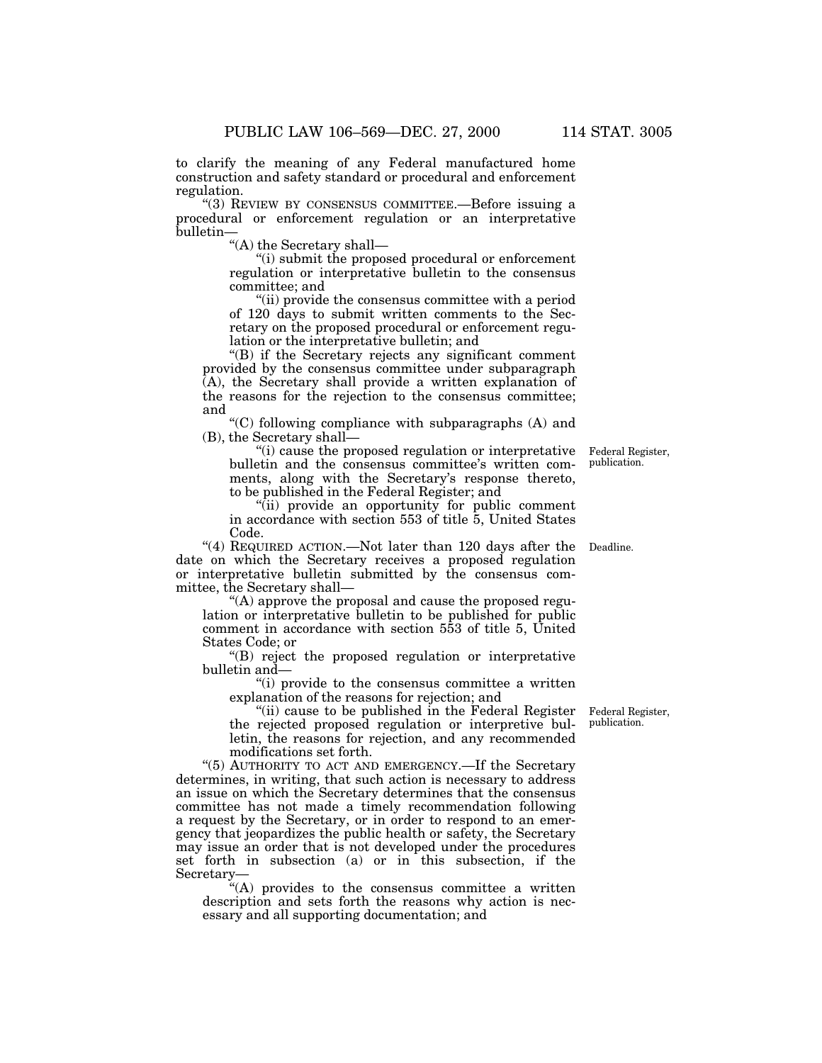to clarify the meaning of any Federal manufactured home construction and safety standard or procedural and enforcement regulation.

"(3) REVIEW BY CONSENSUS COMMITTEE.—Before issuing a procedural or enforcement regulation or an interpretative bulletin—

"(A) the Secretary shall—

"(i) submit the proposed procedural or enforcement regulation or interpretative bulletin to the consensus committee; and

"(ii) provide the consensus committee with a period of 120 days to submit written comments to the Secretary on the proposed procedural or enforcement regulation or the interpretative bulletin; and

"(B) if the Secretary rejects any significant comment provided by the consensus committee under subparagraph (A), the Secretary shall provide a written explanation of the reasons for the rejection to the consensus committee; and

"(C) following compliance with subparagraphs (A) and (B), the Secretary shall—

Federal Register, publication.

"(i) cause the proposed regulation or interpretative bulletin and the consensus committee's written comments, along with the Secretary's response thereto, to be published in the Federal Register; and

"(ii) provide an opportunity for public comment in accordance with section 553 of title 5, United States Code.

Deadline.

"(4) REQUIRED ACTION.—Not later than 120 days after the date on which the Secretary receives a proposed regulation or interpretative bulletin submitted by the consensus committee, the Secretary shall—

"(A) approve the proposal and cause the proposed regulation or interpretative bulletin to be published for public comment in accordance with section 553 of title 5, United States Code; or

"(B) reject the proposed regulation or interpretative bulletin and—

"(i) provide to the consensus committee a written explanation of the reasons for rejection; and

Federal Register, publication.

"(ii) cause to be published in the Federal Register the rejected proposed regulation or interpretive bulletin, the reasons for rejection, and any recommended modifications set forth.

"(5) AUTHORITY TO ACT AND EMERGENCY.—If the Secretary determines, in writing, that such action is necessary to address an issue on which the Secretary determines that the consensus committee has not made a timely recommendation following a request by the Secretary, or in order to respond to an emergency that jeopardizes the public health or safety, the Secretary may issue an order that is not developed under the procedures set forth in subsection (a) or in this subsection, if the Secretary—

"(A) provides to the consensus committee a written description and sets forth the reasons why action is necessary and all supporting documentation; and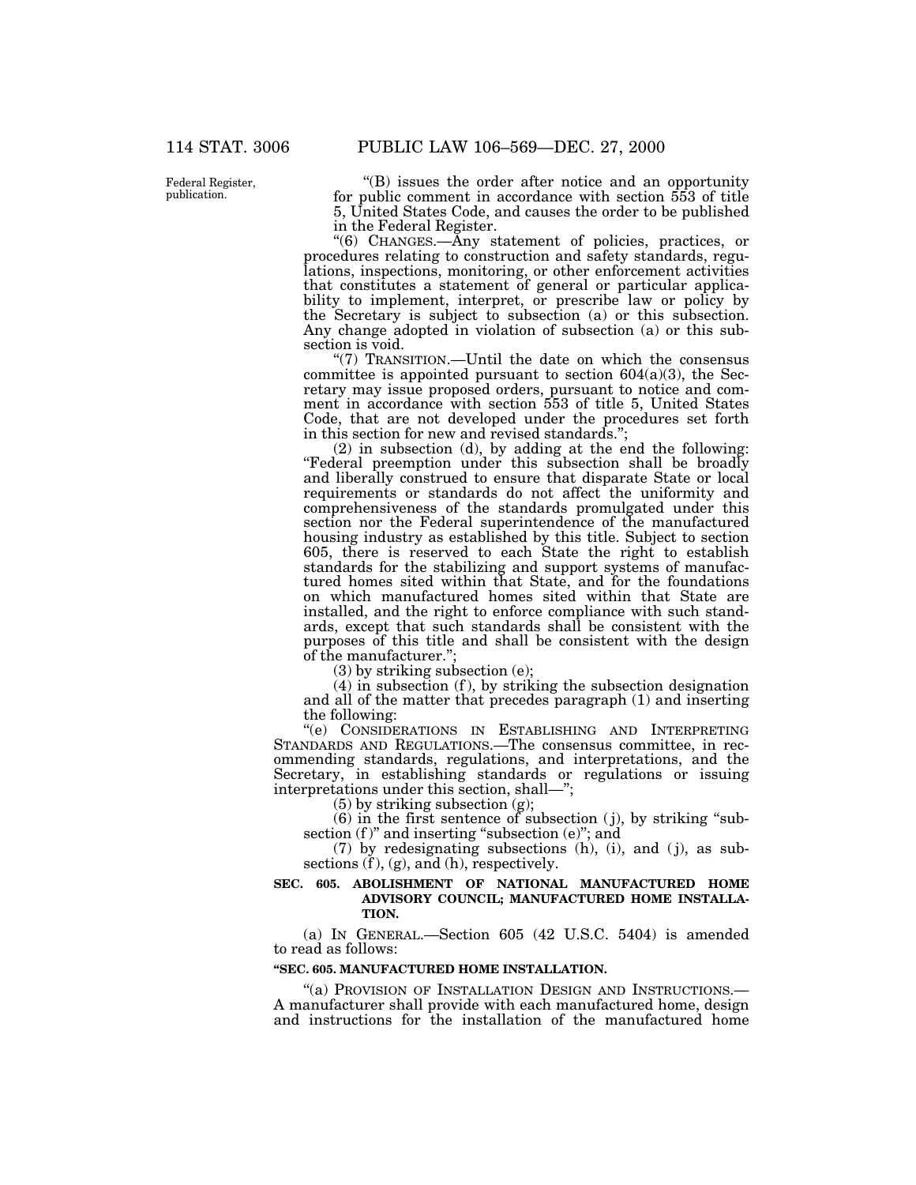Federal Register, publication.

"(B) issues the order after notice and an opportunity for public comment in accordance with section 553 of title 5, United States Code, and causes the order to be published in the Federal Register.

"(6) CHANGES.—Any statement of policies, practices, or procedures relating to construction and safety standards, regulations, inspections, monitoring, or other enforcement activities that constitutes a statement of general or particular applicability to implement, interpret, or prescribe law or policy by the Secretary is subject to subsection (a) or this subsection. Any change adopted in violation of subsection (a) or this subsection is void.

"(7) TRANSITION.—Until the date on which the consensus committee is appointed pursuant to section 604(a)(3), the Secretary may issue proposed orders, pursuant to notice and comment in accordance with section 553 of title 5, United States Code, that are not developed under the procedures set forth in this section for new and revised standards.";

(2) in subsection (d), by adding at the end the following: "Federal preemption under this subsection shall be broadly and liberally construed to ensure that disparate State or local requirements or standards do not affect the uniformity and comprehensiveness of the standards promulgated under this section nor the Federal superintendence of the manufactured housing industry as established by this title. Subject to section 605, there is reserved to each State the right to establish standards for the stabilizing and support systems of manufactured homes sited within that State, and for the foundations on which manufactured homes sited within that State are installed, and the right to enforce compliance with such standards, except that such standards shall be consistent with the purposes of this title and shall be consistent with the design of the manufacturer.";

(3) by striking subsection (e);

(4) in subsection (f), by striking the subsection designation and all of the matter that precedes paragraph (1) and inserting the following:

"(e) CONSIDERATIONS IN ESTABLISHING AND INTERPRETING STANDARDS AND REGULATIONS.—The consensus committee, in recommending standards, regulations, and interpretations, and the Secretary, in establishing standards or regulations or issuing interpretations under this section, shall—";

(5) by striking subsection (g);

(6) in the first sentence of subsection (j), by striking "subsection (f)" and inserting "subsection (e)"; and

(7) by redesignating subsections (h), (i), and (j), as subsections (f), (g), and (h), respectively.

**SEC. 605. ABOLISHMENT OF NATIONAL MANUFACTURED HOME ADVISORY COUNCIL; MANUFACTURED HOME INSTALLATION.**

(a) IN GENERAL.—Section 605 (42 U.S.C. 5404) is amended to read as follows:

**"SEC. 605. MANUFACTURED HOME INSTALLATION.**

"(a) PROVISION OF INSTALLATION DESIGN AND INSTRUCTIONS.—A manufacturer shall provide with each manufactured home, design and instructions for the installation of the manufactured home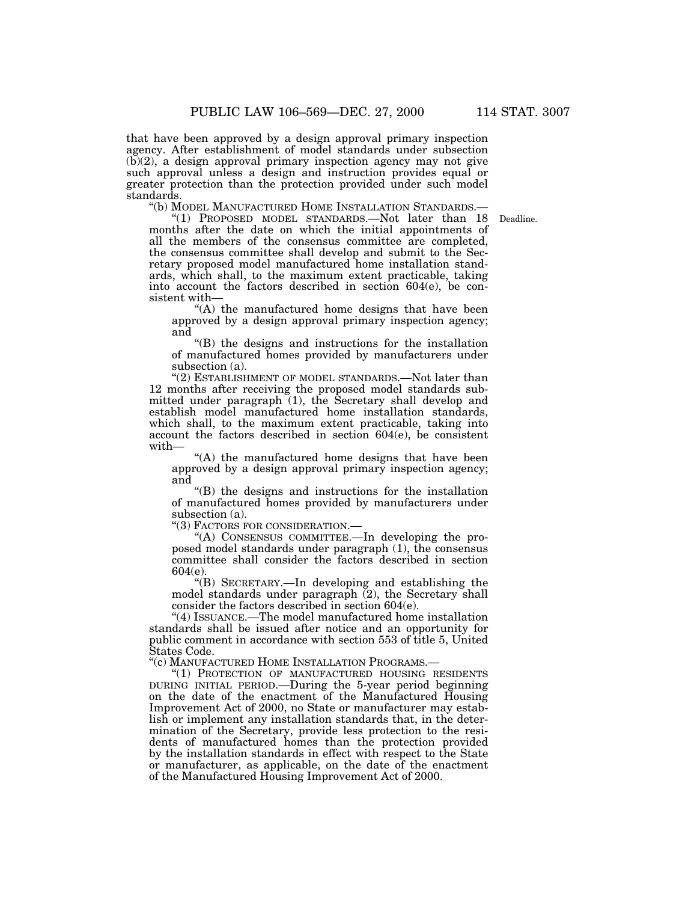that have been approved by a design approval primary inspection agency. After establishment of model standards under subsection (b)(2), a design approval primary inspection agency may not give such approval unless a design and instruction provides equal or greater protection than the protection provided under such model standards.

"(b) MODEL MANUFACTURED HOME INSTALLATION STANDARDS.—

"(1) PROPOSED MODEL STANDARDS.—Not later than 18 months after the date on which the initial appointments of all the members of the consensus committee are completed, the consensus committee shall develop and submit to the Secretary proposed model manufactured home installation standards, which shall, to the maximum extent practicable, taking into account the factors described in section 604(e), be consistent with—

Deadline.

"(A) the manufactured home designs that have been approved by a design approval primary inspection agency; and

"(B) the designs and instructions for the installation of manufactured homes provided by manufacturers under subsection (a).

"(2) ESTABLISHMENT OF MODEL STANDARDS.—Not later than 12 months after receiving the proposed model standards submitted under paragraph (1), the Secretary shall develop and establish model manufactured home installation standards, which shall, to the maximum extent practicable, taking into account the factors described in section 604(e), be consistent with—

"(A) the manufactured home designs that have been approved by a design approval primary inspection agency; and

"(B) the designs and instructions for the installation of manufactured homes provided by manufacturers under subsection (a).

"(3) FACTORS FOR CONSIDERATION.—

"(A) CONSENSUS COMMITTEE.—In developing the proposed model standards under paragraph (1), the consensus committee shall consider the factors described in section 604(e).

"(B) SECRETARY.—In developing and establishing the model standards under paragraph (2), the Secretary shall consider the factors described in section 604(e).

"(4) ISSUANCE.—The model manufactured home installation standards shall be issued after notice and an opportunity for public comment in accordance with section 553 of title 5, United States Code.

"(c) MANUFACTURED HOME INSTALLATION PROGRAMS.—

"(1) PROTECTION OF MANUFACTURED HOUSING RESIDENTS DURING INITIAL PERIOD.—During the 5-year period beginning on the date of the enactment of the Manufactured Housing Improvement Act of 2000, no State or manufacturer may establish or implement any installation standards that, in the determination of the Secretary, provide less protection to the residents of manufactured homes than the protection provided by the installation standards in effect with respect to the State or manufacturer, as applicable, on the date of the enactment of the Manufactured Housing Improvement Act of 2000.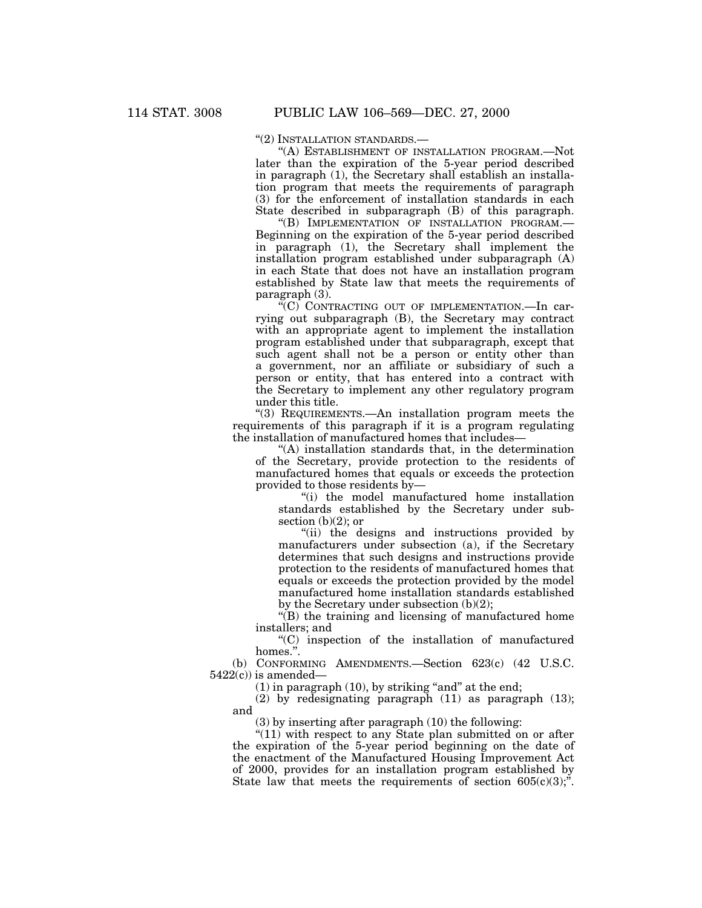"(2) INSTALLATION STANDARDS.—

"(A) ESTABLISHMENT OF INSTALLATION PROGRAM.—Not later than the expiration of the 5-year period described in paragraph (1), the Secretary shall establish an installation program that meets the requirements of paragraph (3) for the enforcement of installation standards in each State described in subparagraph (B) of this paragraph.

"(B) IMPLEMENTATION OF INSTALLATION PROGRAM.—Beginning on the expiration of the 5-year period described in paragraph (1), the Secretary shall implement the installation program established under subparagraph (A) in each State that does not have an installation program established by State law that meets the requirements of paragraph (3).

"(C) CONTRACTING OUT OF IMPLEMENTATION.—In carrying out subparagraph (B), the Secretary may contract with an appropriate agent to implement the installation program established under that subparagraph, except that such agent shall not be a person or entity other than a government, nor an affiliate or subsidiary of such a person or entity, that has entered into a contract with the Secretary to implement any other regulatory program under this title.

"(3) REQUIREMENTS.—An installation program meets the requirements of this paragraph if it is a program regulating the installation of manufactured homes that includes—

"(A) installation standards that, in the determination of the Secretary, provide protection to the residents of manufactured homes that equals or exceeds the protection provided to those residents by—

"(i) the model manufactured home installation standards established by the Secretary under subsection (b)(2); or

"(ii) the designs and instructions provided by manufacturers under subsection (a), if the Secretary determines that such designs and instructions provide protection to the residents of manufactured homes that equals or exceeds the protection provided by the model manufactured home installation standards established by the Secretary under subsection (b)(2);

"(B) the training and licensing of manufactured home installers; and

"(C) inspection of the installation of manufactured homes.".

(b) CONFORMING AMENDMENTS.—Section 623(c) (42 U.S.C. 5422(c)) is amended—

(1) in paragraph (10), by striking "and" at the end;

(2) by redesignating paragraph (11) as paragraph (13); and

(3) by inserting after paragraph (10) the following:

"(11) with respect to any State plan submitted on or after the expiration of the 5-year period beginning on the date of the enactment of the Manufactured Housing Improvement Act of 2000, provides for an installation program established by State law that meets the requirements of section 605(c)(3);".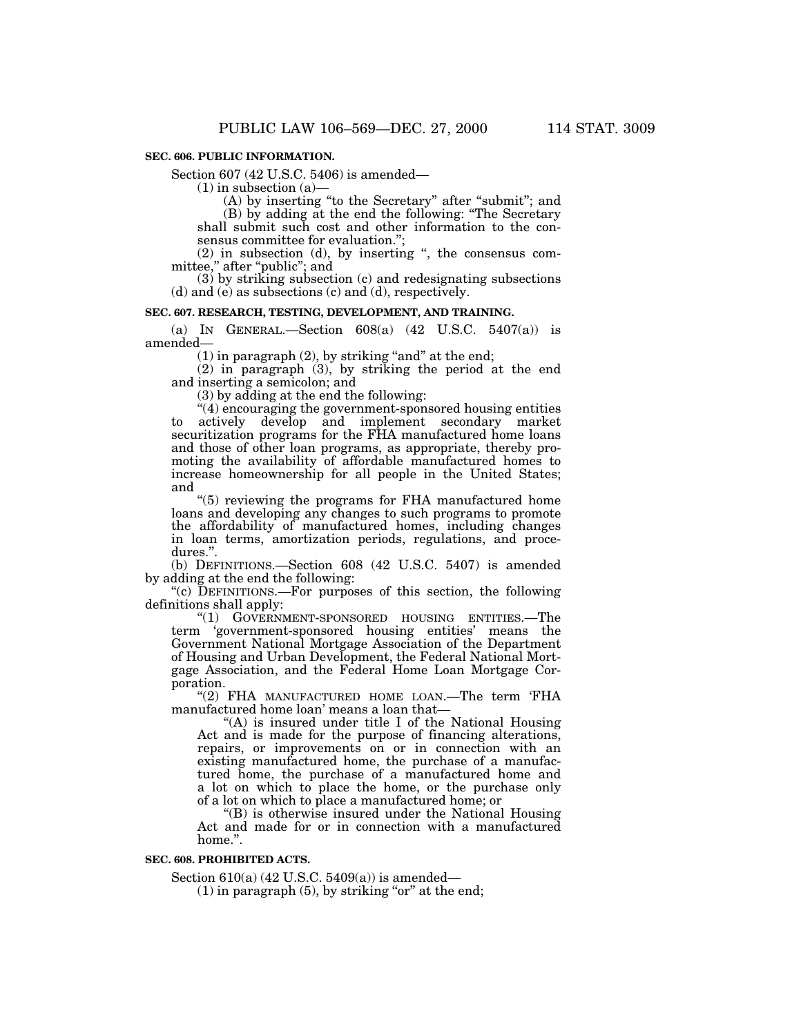**SEC. 606. PUBLIC INFORMATION.**

Section 607 (42 U.S.C. 5406) is amended—

(1) in subsection (a)—

(A) by inserting "to the Secretary" after "submit"; and

(B) by adding at the end the following: "The Secretary shall submit such cost and other information to the consensus committee for evaluation.";

(2) in subsection (d), by inserting ", the consensus committee," after "public"; and

(3) by striking subsection (c) and redesignating subsections (d) and (e) as subsections (c) and (d), respectively.

**SEC. 607. RESEARCH, TESTING, DEVELOPMENT, AND TRAINING.**

(a) IN GENERAL.—Section 608(a) (42 U.S.C. 5407(a)) is amended—

(1) in paragraph (2), by striking "and" at the end;

(2) in paragraph (3), by striking the period at the end and inserting a semicolon; and

(3) by adding at the end the following:

"(4) encouraging the government-sponsored housing entities to actively develop and implement secondary market securitization programs for the FHA manufactured home loans and those of other loan programs, as appropriate, thereby promoting the availability of affordable manufactured homes to increase homeownership for all people in the United States; and

"(5) reviewing the programs for FHA manufactured home loans and developing any changes to such programs to promote the affordability of manufactured homes, including changes in loan terms, amortization periods, regulations, and procedures.".

(b) DEFINITIONS.—Section 608 (42 U.S.C. 5407) is amended by adding at the end the following:

"(c) DEFINITIONS.—For purposes of this section, the following definitions shall apply:

"(1) GOVERNMENT-SPONSORED HOUSING ENTITIES.—The term 'government-sponsored housing entities' means the Government National Mortgage Association of the Department of Housing and Urban Development, the Federal National Mortgage Association, and the Federal Home Loan Mortgage Corporation.

"(2) FHA MANUFACTURED HOME LOAN.—The term 'FHA manufactured home loan' means a loan that—

"(A) is insured under title I of the National Housing Act and is made for the purpose of financing alterations, repairs, or improvements on or in connection with an existing manufactured home, the purchase of a manufactured home, the purchase of a manufactured home and a lot on which to place the home, or the purchase only of a lot on which to place a manufactured home; or

"(B) is otherwise insured under the National Housing Act and made for or in connection with a manufactured home.".

**SEC. 608. PROHIBITED ACTS.**

Section 610(a) (42 U.S.C. 5409(a)) is amended—

(1) in paragraph (5), by striking "or" at the end;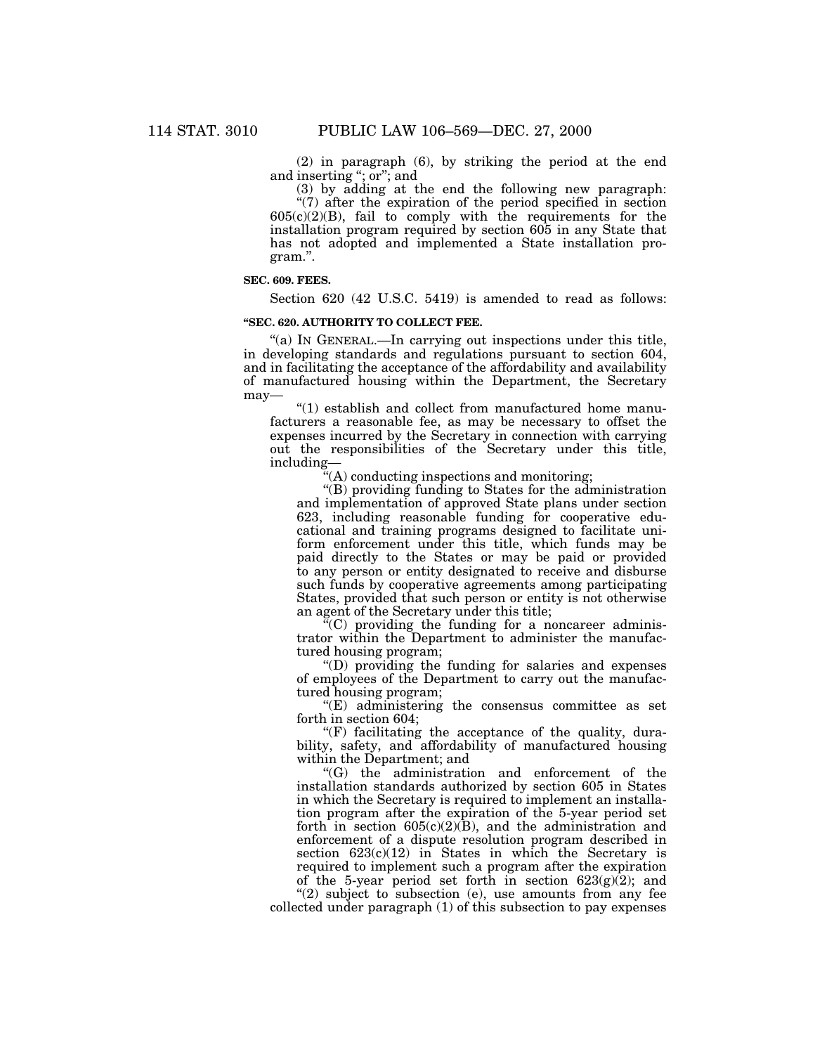(2) in paragraph (6), by striking the period at the end and inserting "; or"; and

(3) by adding at the end the following new paragraph:

"(7) after the expiration of the period specified in section 605(c)(2)(B), fail to comply with the requirements for the installation program required by section 605 in any State that has not adopted and implemented a State installation program.".

**SEC. 609. FEES.**

Section 620 (42 U.S.C. 5419) is amended to read as follows:

**"SEC. 620. AUTHORITY TO COLLECT FEE.**

"(a) IN GENERAL.—In carrying out inspections under this title, in developing standards and regulations pursuant to section 604, and in facilitating the acceptance of the affordability and availability of manufactured housing within the Department, the Secretary may—

"(1) establish and collect from manufactured home manufacturers a reasonable fee, as may be necessary to offset the expenses incurred by the Secretary in connection with carrying out the responsibilities of the Secretary under this title, including—

"(A) conducting inspections and monitoring;

"(B) providing funding to States for the administration and implementation of approved State plans under section 623, including reasonable funding for cooperative educational and training programs designed to facilitate uniform enforcement under this title, which funds may be paid directly to the States or may be paid or provided to any person or entity designated to receive and disburse such funds by cooperative agreements among participating States, provided that such person or entity is not otherwise an agent of the Secretary under this title;

"(C) providing the funding for a noncareer administrator within the Department to administer the manufactured housing program;

"(D) providing the funding for salaries and expenses of employees of the Department to carry out the manufactured housing program;

"(E) administering the consensus committee as set forth in section 604;

"(F) facilitating the acceptance of the quality, durability, safety, and affordability of manufactured housing within the Department; and

"(G) the administration and enforcement of the installation standards authorized by section 605 in States in which the Secretary is required to implement an installation program after the expiration of the 5-year period set forth in section 605(c)(2)(B), and the administration and enforcement of a dispute resolution program described in section 623(c)(12) in States in which the Secretary is required to implement such a program after the expiration of the 5-year period set forth in section 623(g)(2); and

"(2) subject to subsection (e), use amounts from any fee collected under paragraph (1) of this subsection to pay expenses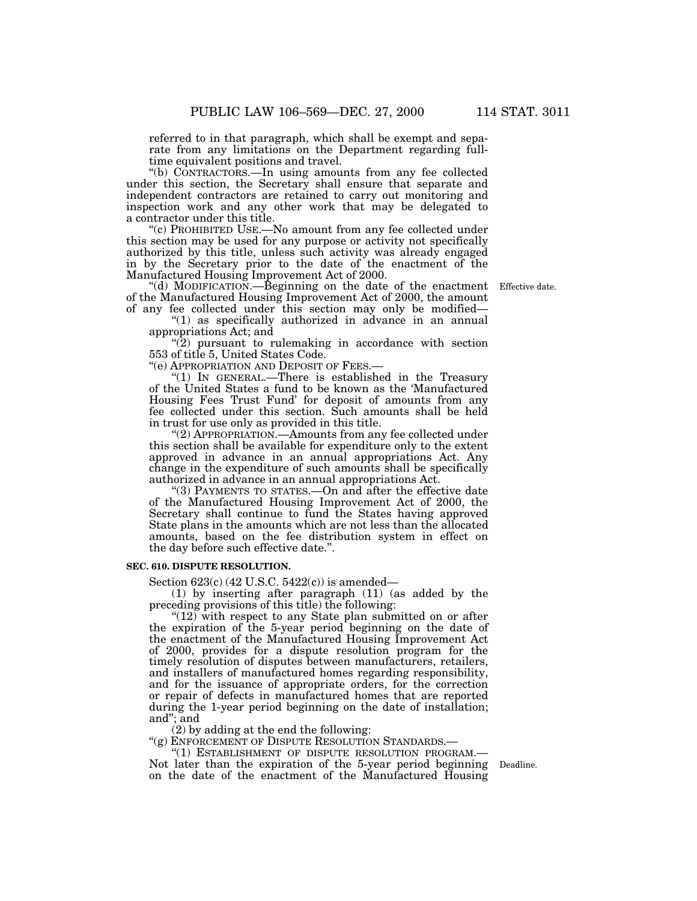referred to in that paragraph, which shall be exempt and separate from any limitations on the Department regarding full-time equivalent positions and travel.

"(b) CONTRACTORS.—In using amounts from any fee collected under this section, the Secretary shall ensure that separate and independent contractors are retained to carry out monitoring and inspection work and any other work that may be delegated to a contractor under this title.

"(c) PROHIBITED USE.—No amount from any fee collected under this section may be used for any purpose or activity not specifically authorized by this title, unless such activity was already engaged in by the Secretary prior to the date of the enactment of the Manufactured Housing Improvement Act of 2000.

"(d) MODIFICATION.—Beginning on the date of the enactment of the Manufactured Housing Improvement Act of 2000, the amount of any fee collected under this section may only be modified—

Effective date.

"(1) as specifically authorized in advance in an annual appropriations Act; and

"(2) pursuant to rulemaking in accordance with section 553 of title 5, United States Code.

"(e) APPROPRIATION AND DEPOSIT OF FEES.—

"(1) IN GENERAL.—There is established in the Treasury of the United States a fund to be known as the 'Manufactured Housing Fees Trust Fund' for deposit of amounts from any fee collected under this section. Such amounts shall be held in trust for use only as provided in this title.

"(2) APPROPRIATION.—Amounts from any fee collected under this section shall be available for expenditure only to the extent approved in advance in an annual appropriations Act. Any change in the expenditure of such amounts shall be specifically authorized in advance in an annual appropriations Act.

"(3) PAYMENTS TO STATES.—On and after the effective date of the Manufactured Housing Improvement Act of 2000, the Secretary shall continue to fund the States having approved State plans in the amounts which are not less than the allocated amounts, based on the fee distribution system in effect on the day before such effective date.".

**SEC. 610. DISPUTE RESOLUTION.**

Section 623(c) (42 U.S.C. 5422(c)) is amended—

(1) by inserting after paragraph (11) (as added by the preceding provisions of this title) the following:

"(12) with respect to any State plan submitted on or after the expiration of the 5-year period beginning on the date of the enactment of the Manufactured Housing Improvement Act of 2000, provides for a dispute resolution program for the timely resolution of disputes between manufacturers, retailers, and installers of manufactured homes regarding responsibility, and for the issuance of appropriate orders, for the correction or repair of defects in manufactured homes that are reported during the 1-year period beginning on the date of installation; and"; and

(2) by adding at the end the following:

"(g) ENFORCEMENT OF DISPUTE RESOLUTION STANDARDS.—

"(1) ESTABLISHMENT OF DISPUTE RESOLUTION PROGRAM.—Not later than the expiration of the 5-year period beginning on the date of the enactment of the Manufactured Housing

Deadline.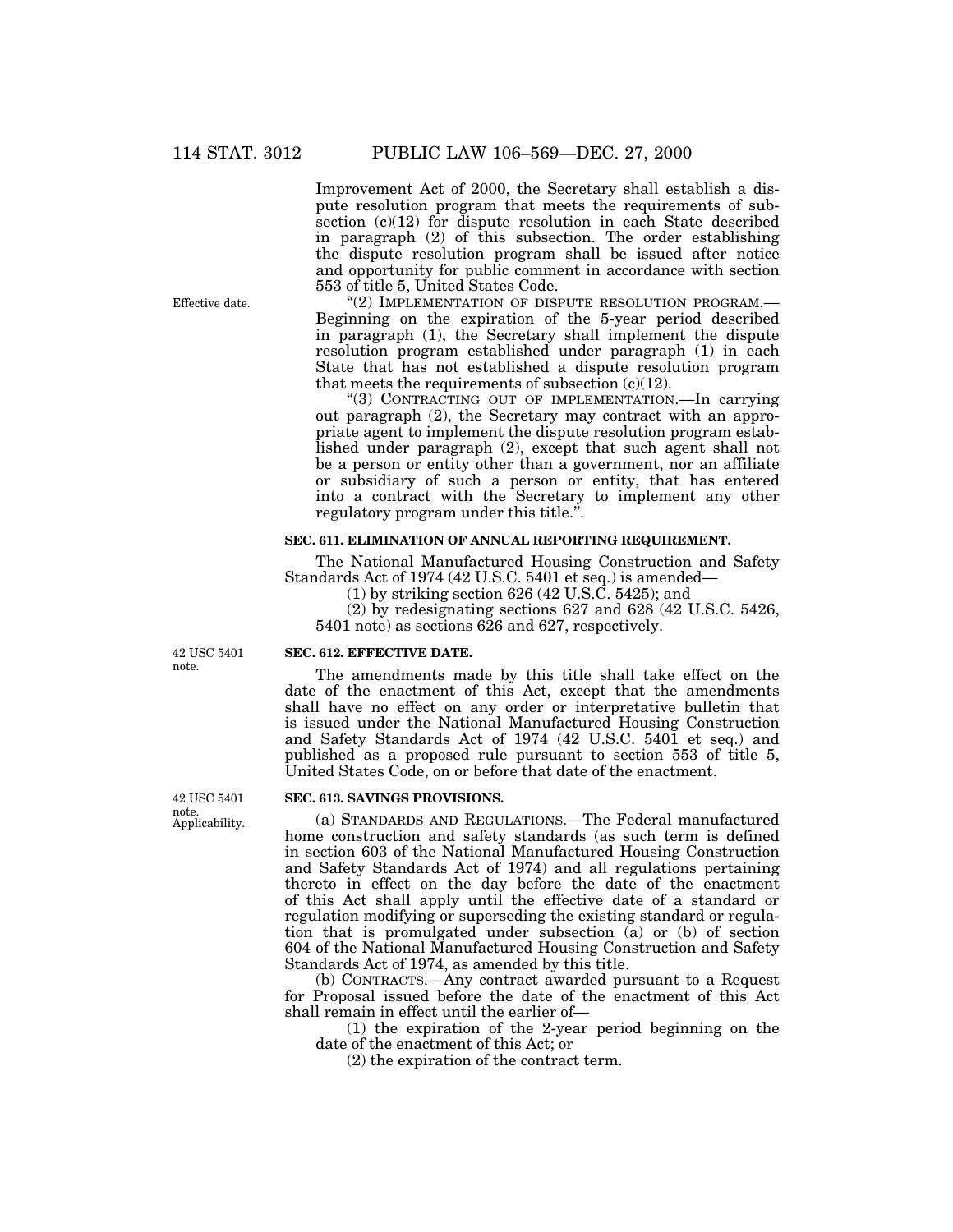Improvement Act of 2000, the Secretary shall establish a dispute resolution program that meets the requirements of subsection (c)(12) for dispute resolution in each State described in paragraph (2) of this subsection. The order establishing the dispute resolution program shall be issued after notice and opportunity for public comment in accordance with section 553 of title 5, United States Code.

Effective date.

"(2) IMPLEMENTATION OF DISPUTE RESOLUTION PROGRAM.—Beginning on the expiration of the 5-year period described in paragraph (1), the Secretary shall implement the dispute resolution program established under paragraph (1) in each State that has not established a dispute resolution program that meets the requirements of subsection (c)(12).

"(3) CONTRACTING OUT OF IMPLEMENTATION.—In carrying out paragraph (2), the Secretary may contract with an appropriate agent to implement the dispute resolution program established under paragraph (2), except that such agent shall not be a person or entity other than a government, nor an affiliate or subsidiary of such a person or entity, that has entered into a contract with the Secretary to implement any other regulatory program under this title.".

**SEC. 611. ELIMINATION OF ANNUAL REPORTING REQUIREMENT.**

The National Manufactured Housing Construction and Safety Standards Act of 1974 (42 U.S.C. 5401 et seq.) is amended—

(1) by striking section 626 (42 U.S.C. 5425); and

(2) by redesignating sections 627 and 628 (42 U.S.C. 5426, 5401 note) as sections 626 and 627, respectively.

42 USC 5401 note.

**SEC. 612. EFFECTIVE DATE.**

The amendments made by this title shall take effect on the date of the enactment of this Act, except that the amendments shall have no effect on any order or interpretative bulletin that is issued under the National Manufactured Housing Construction and Safety Standards Act of 1974 (42 U.S.C. 5401 et seq.) and published as a proposed rule pursuant to section 553 of title 5, United States Code, on or before that date of the enactment.

42 USC 5401 note. Applicability.

**SEC. 613. SAVINGS PROVISIONS.**

(a) STANDARDS AND REGULATIONS.—The Federal manufactured home construction and safety standards (as such term is defined in section 603 of the National Manufactured Housing Construction and Safety Standards Act of 1974) and all regulations pertaining thereto in effect on the day before the date of the enactment of this Act shall apply until the effective date of a standard or regulation modifying or superseding the existing standard or regulation that is promulgated under subsection (a) or (b) of section 604 of the National Manufactured Housing Construction and Safety Standards Act of 1974, as amended by this title.

(b) CONTRACTS.—Any contract awarded pursuant to a Request for Proposal issued before the date of the enactment of this Act shall remain in effect until the earlier of—

(1) the expiration of the 2-year period beginning on the date of the enactment of this Act; or

(2) the expiration of the contract term.